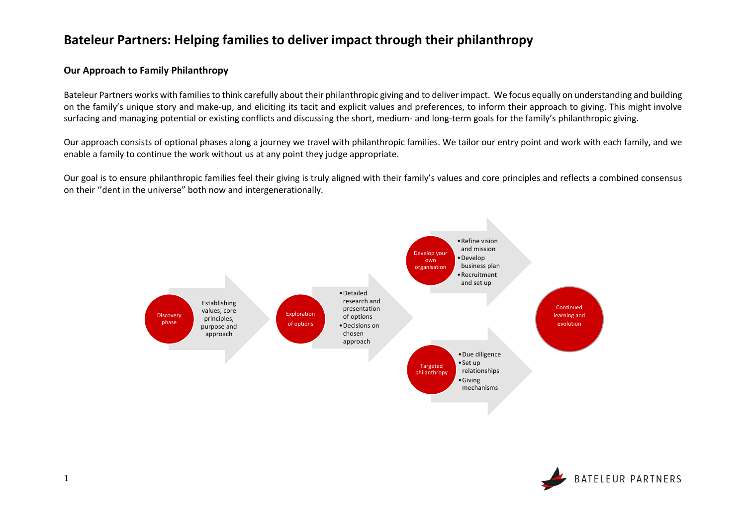# Bateleur Partners: Helping families to deliver impact through their philanthropy

## Our Approach to Family Philanthropy

Bateleur Partners works with families to think carefully about their philanthropic giving and to deliver impact. We focus equally on understanding and building on the family's unique story and make-up, and eliciting its tacit and explicit values and preferences, to inform their approach to giving. This might involve surfacing and managing potential or existing conflicts and discussing the short, medium- and long-term goals for the family's philanthropic giving.

Our approach consists of optional phases along a journey we travel with philanthropic families. We tailor our entry point and work with each family, and we enable a family to continue the work without us at any point they judge appropriate.

Our goal is to ensure philanthropic families feel their giving is truly aligned with their family's values and core principles and reflects a combined consensus on their ''dent in the universe" both now and intergenerationally.

**Discovery phase**
Establishing values, core principles, purpose and approach

**Exploration of options**
- Detailed research and presentation of options
- Decisions on chosen approach

**Develop your own organisation**
- Refine vision and mission
- Develop business plan
- Recruitment and set up

**Targeted philanthropy**
- Due diligence
- Set up relationships
- Giving mechanisms

**Continued learning and evolution**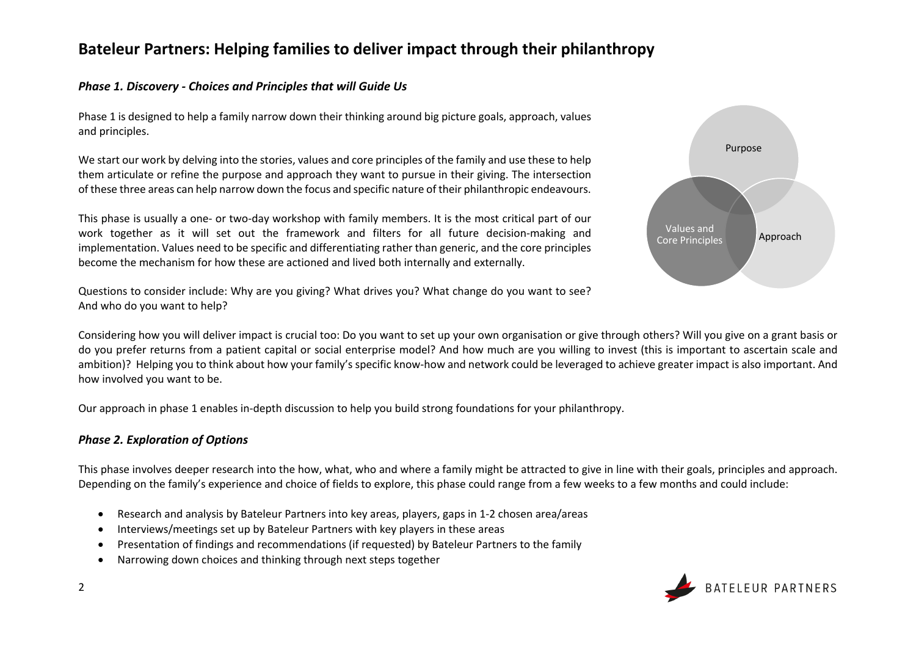# Bateleur Partners: Helping families to deliver impact through their philanthropy

## *Phase 1. Discovery - Choices and Principles that will Guide Us*

Phase 1 is designed to help a family narrow down their thinking around big picture goals, approach, values and principles.

We start our work by delving into the stories, values and core principles of the family and use these to help them articulate or refine the purpose and approach they want to pursue in their giving. The intersection of these three areas can help narrow down the focus and specific nature of their philanthropic endeavours.

This phase is usually a one- or two-day workshop with family members. It is the most critical part of our work together as it will set out the framework and filters for all future decision-making and implementation. Values need to be specific and differentiating rather than generic, and the core principles become the mechanism for how these are actioned and lived both internally and externally.

Questions to consider include: Why are you giving? What drives you? What change do you want to see? And who do you want to help?

Purpose

Values and Core Principles

Approach

Considering how you will deliver impact is crucial too: Do you want to set up your own organisation or give through others? Will you give on a grant basis or do you prefer returns from a patient capital or social enterprise model? And how much are you willing to invest (this is important to ascertain scale and ambition)? Helping you to think about how your family's specific know-how and network could be leveraged to achieve greater impact is also important. And how involved you want to be.

Our approach in phase 1 enables in-depth discussion to help you build strong foundations for your philanthropy.

## *Phase 2. Exploration of Options*

This phase involves deeper research into the how, what, who and where a family might be attracted to give in line with their goals, principles and approach. Depending on the family's experience and choice of fields to explore, this phase could range from a few weeks to a few months and could include:

- Research and analysis by Bateleur Partners into key areas, players, gaps in 1-2 chosen area/areas
- Interviews/meetings set up by Bateleur Partners with key players in these areas
- Presentation of findings and recommendations (if requested) by Bateleur Partners to the family
- Narrowing down choices and thinking through next steps together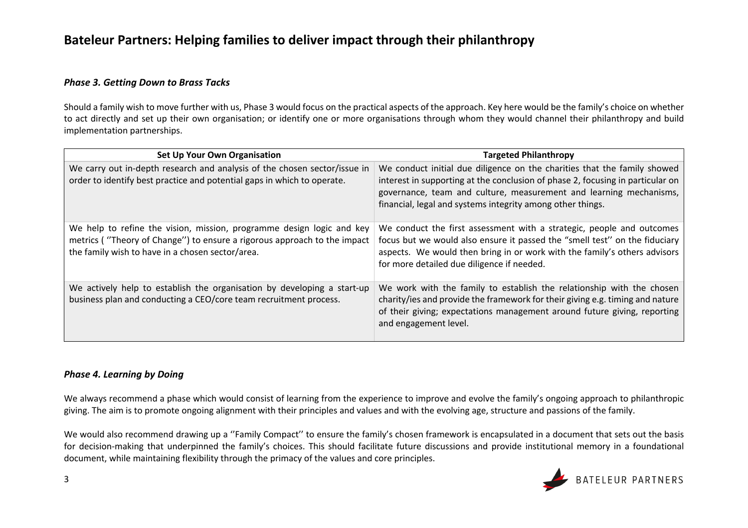# Bateleur Partners: Helping families to deliver impact through their philanthropy

### *Phase 3. Getting Down to Brass Tacks*

Should a family wish to move further with us, Phase 3 would focus on the practical aspects of the approach. Key here would be the family's choice on whether to act directly and set up their own organisation; or identify one or more organisations through whom they would channel their philanthropy and build implementation partnerships.

| Set Up Your Own Organisation | Targeted Philanthropy |
|---|---|
| We carry out in-depth research and analysis of the chosen sector/issue in order to identify best practice and potential gaps in which to operate. | We conduct initial due diligence on the charities that the family showed interest in supporting at the conclusion of phase 2, focusing in particular on governance, team and culture, measurement and learning mechanisms, financial, legal and systems integrity among other things. |
| We help to refine the vision, mission, programme design logic and key metrics ( ''Theory of Change'') to ensure a rigorous approach to the impact the family wish to have in a chosen sector/area. | We conduct the first assessment with a strategic, people and outcomes focus but we would also ensure it passed the "smell test'' on the fiduciary aspects. We would then bring in or work with the family's others advisors for more detailed due diligence if needed. |
| We actively help to establish the organisation by developing a start-up business plan and conducting a CEO/core team recruitment process. | We work with the family to establish the relationship with the chosen charity/ies and provide the framework for their giving e.g. timing and nature of their giving; expectations management around future giving, reporting and engagement level. |

### *Phase 4. Learning by Doing*

We always recommend a phase which would consist of learning from the experience to improve and evolve the family's ongoing approach to philanthropic giving. The aim is to promote ongoing alignment with their principles and values and with the evolving age, structure and passions of the family.

We would also recommend drawing up a ''Family Compact'' to ensure the family's chosen framework is encapsulated in a document that sets out the basis for decision-making that underpinned the family's choices. This should facilitate future discussions and provide institutional memory in a foundational document, while maintaining flexibility through the primacy of the values and core principles.

BATELEUR PARTNERS